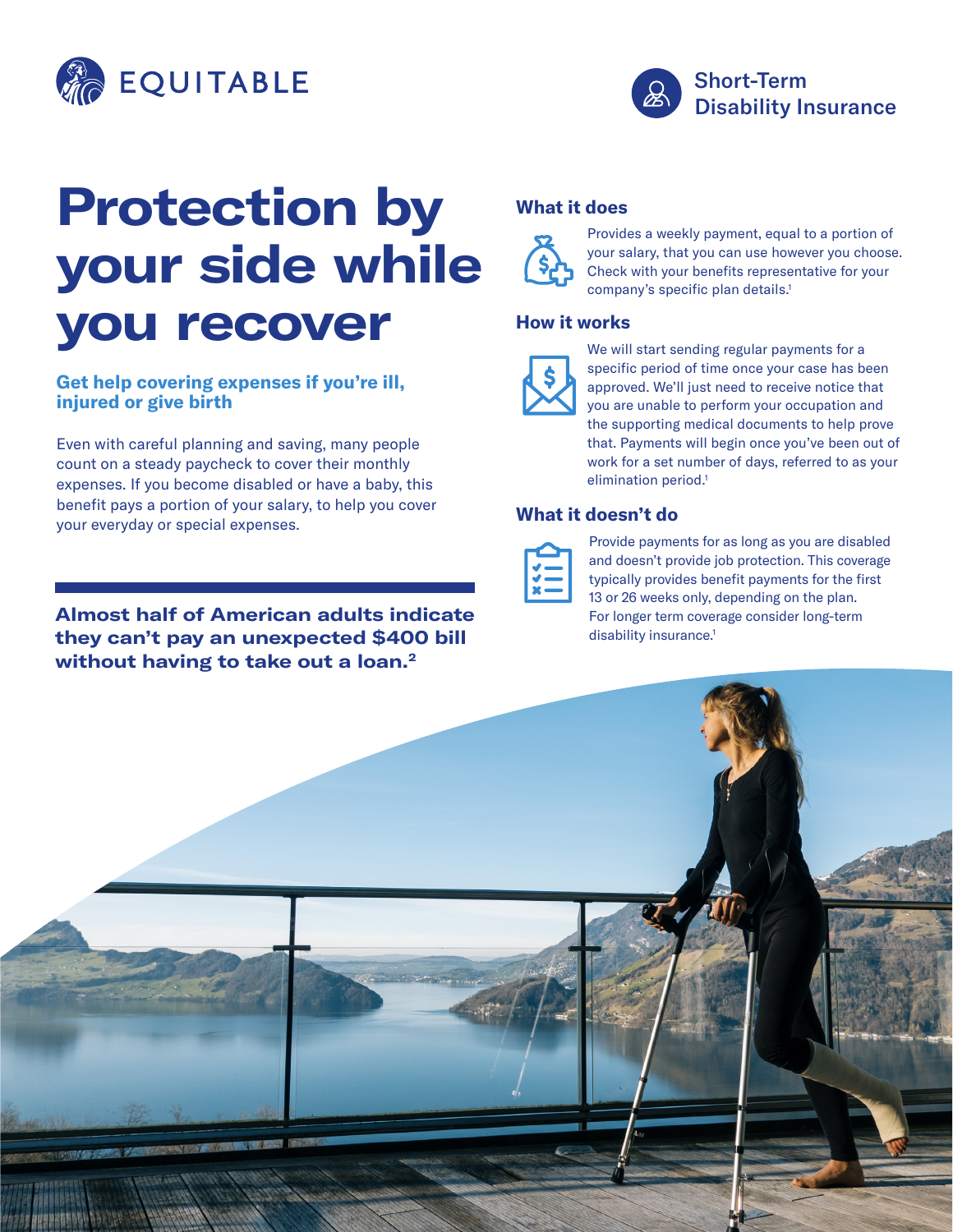EQUITABLE

Short-Term Disability Insurance

# Protection by your side while you recover

## Get help covering expenses if you're ill, injured or give birth

Even with careful planning and saving, many people count on a steady paycheck to cover their monthly expenses. If you become disabled or have a baby, this benefit pays a portion of your salary, to help you cover your everyday or special expenses.

**Almost half of American adults indicate they can't pay an unexpected $400 bill without having to take out a loan.[2]**

### What it does

Provides a weekly payment, equal to a portion of your salary, that you can use however you choose. Check with your benefits representative for your company's specific plan details.[1]

### How it works

We will start sending regular payments for a specific period of time once your case has been approved. We'll just need to receive notice that you are unable to perform your occupation and the supporting medical documents to help prove that. Payments will begin once you've been out of work for a set number of days, referred to as your elimination period.[1]

### What it doesn't do

Provide payments for as long as you are disabled and doesn't provide job protection. This coverage typically provides benefit payments for the first 13 or 26 weeks only, depending on the plan. For longer term coverage consider long-term disability insurance.[1]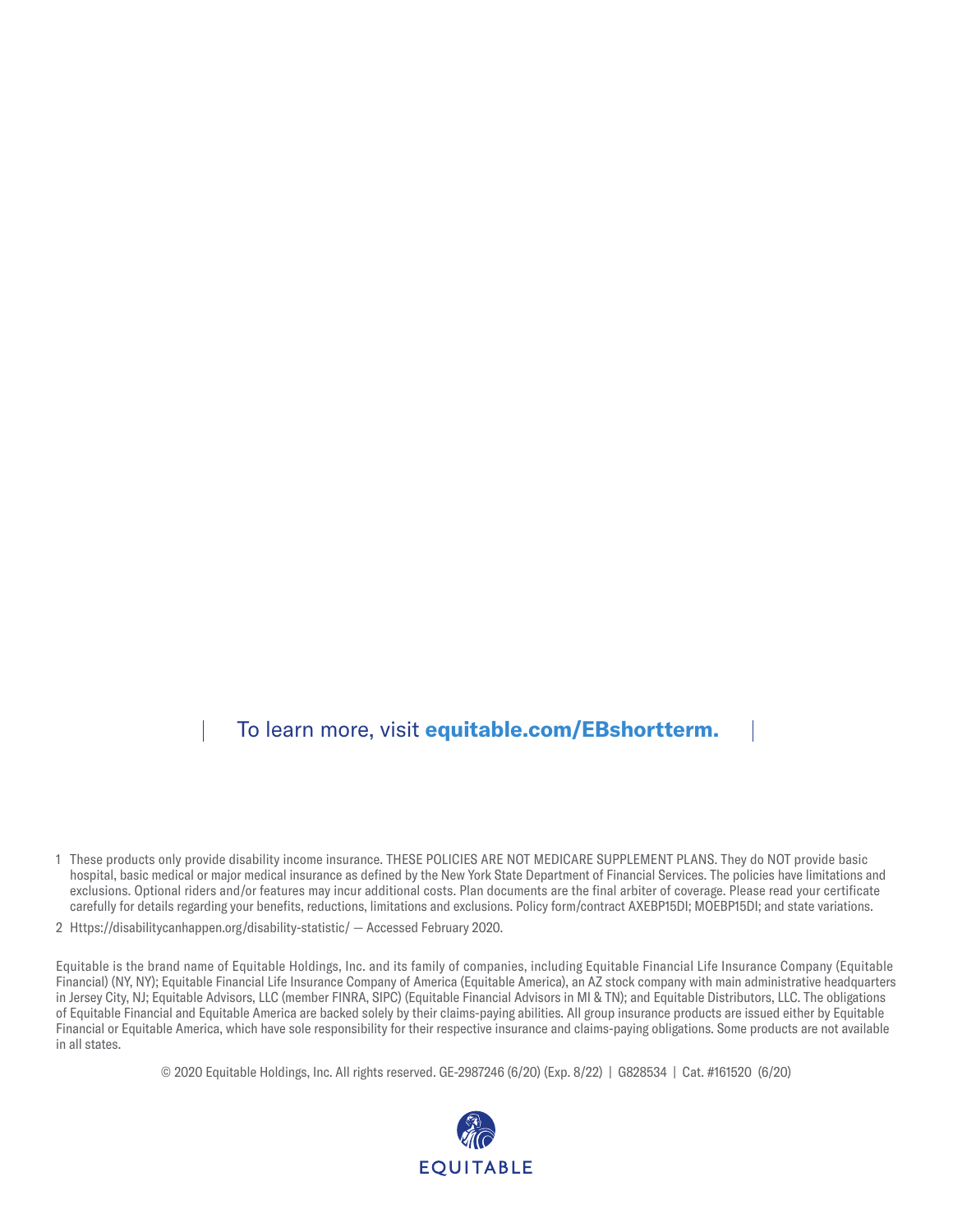To learn more, visit **equitable.com/EBshortterm.**

1 These products only provide disability income insurance. THESE POLICIES ARE NOT MEDICARE SUPPLEMENT PLANS. They do NOT provide basic hospital, basic medical or major medical insurance as defined by the New York State Department of Financial Services. The policies have limitations and exclusions. Optional riders and/or features may incur additional costs. Plan documents are the final arbiter of coverage. Please read your certificate carefully for details regarding your benefits, reductions, limitations and exclusions. Policy form/contract AXEBP15DI; MOEBP15DI; and state variations.

2 Https://disabilitycanhappen.org/disability-statistic/ — Accessed February 2020.

Equitable is the brand name of Equitable Holdings, Inc. and its family of companies, including Equitable Financial Life Insurance Company (Equitable Financial) (NY, NY); Equitable Financial Life Insurance Company of America (Equitable America), an AZ stock company with main administrative headquarters in Jersey City, NJ; Equitable Advisors, LLC (member FINRA, SIPC) (Equitable Financial Advisors in MI & TN); and Equitable Distributors, LLC. The obligations of Equitable Financial and Equitable America are backed solely by their claims-paying abilities. All group insurance products are issued either by Equitable Financial or Equitable America, which have sole responsibility for their respective insurance and claims-paying obligations. Some products are not available in all states.

© 2020 Equitable Holdings, Inc. All rights reserved. GE-2987246 (6/20) (Exp. 8/22) | G828534 | Cat. #161520 (6/20)

EQUITABLE